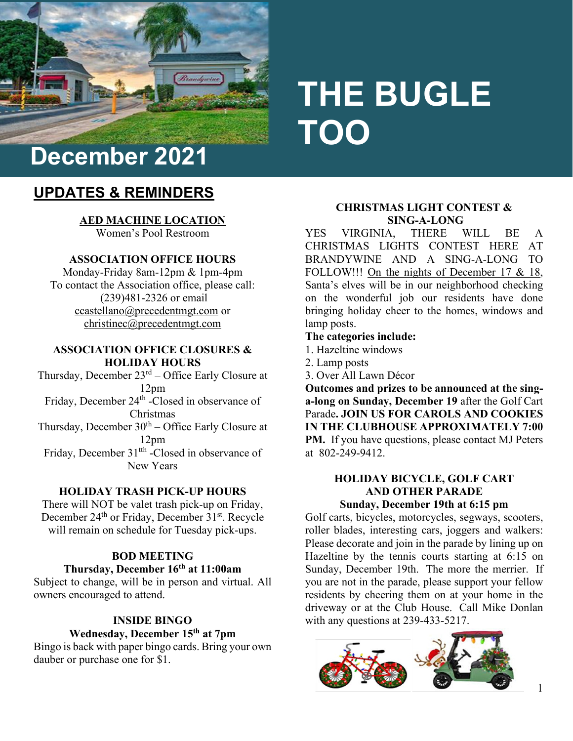# THE BUGLE TOO

## December 2021

## UPDATES & REMINDERS

**AED MACHINE LOCATION**

Women's Pool Restroom

**ASSOCIATION OFFICE HOURS**

Monday-Friday 8am-12pm & 1pm-4pm
To contact the Association office, please call: (239)481-2326 or email ccastellano@precedentmgt.com or christinec@precedentmgt.com

**ASSOCIATION OFFICE CLOSURES & HOLIDAY HOURS**

Thursday, December 23rd – Office Early Closure at 12pm
Friday, December 24th -Closed in observance of Christmas
Thursday, December 30th – Office Early Closure at 12pm
Friday, December 31tth -Closed in observance of New Years

**HOLIDAY TRASH PICK-UP HOURS**

There will NOT be valet trash pick-up on Friday, December 24th or Friday, December 31st. Recycle will remain on schedule for Tuesday pick-ups.

**BOD MEETING**
**Thursday, December 16th at 11:00am**

Subject to change, will be in person and virtual. All owners encouraged to attend.

**INSIDE BINGO**
**Wednesday, December 15th at 7pm**

Bingo is back with paper bingo cards. Bring your own dauber or purchase one for $1.

**CHRISTMAS LIGHT CONTEST & SING-A-LONG**

YES VIRGINIA, THERE WILL BE A CHRISTMAS LIGHTS CONTEST HERE AT BRANDYWINE AND A SING-A-LONG TO FOLLOW!!! On the nights of December 17 & 18, Santa's elves will be in our neighborhood checking on the wonderful job our residents have done bringing holiday cheer to the homes, windows and lamp posts.

**The categories include:**

1. Hazeltine windows
2. Lamp posts
3. Over All Lawn Décor

**Outcomes and prizes to be announced at the sing-a-long on Sunday, December 19** after the Golf Cart Parade**. JOIN US FOR CAROLS AND COOKIES IN THE CLUBHOUSE APPROXIMATELY 7:00 PM.** If you have questions, please contact MJ Peters at 802-249-9412.

**HOLIDAY BICYCLE, GOLF CART AND OTHER PARADE**
**Sunday, December 19th at 6:15 pm**

Golf carts, bicycles, motorcycles, segways, scooters, roller blades, interesting cars, joggers and walkers: Please decorate and join in the parade by lining up on Hazeltine by the tennis courts starting at 6:15 on Sunday, December 19th. The more the merrier. If you are not in the parade, please support your fellow residents by cheering them on at your home in the driveway or at the Club House. Call Mike Donlan with any questions at 239-433-5217.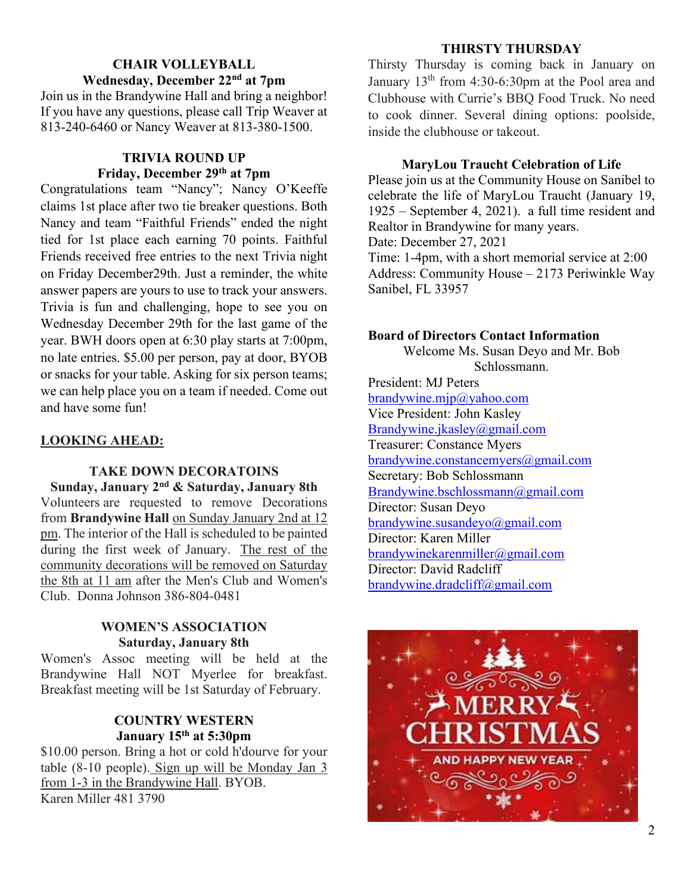### CHAIR VOLLEYBALL

**Wednesday, December 22nd at 7pm**

Join us in the Brandywine Hall and bring a neighbor! If you have any questions, please call Trip Weaver at 813-240-6460 or Nancy Weaver at 813-380-1500.

### TRIVIA ROUND UP

**Friday, December 29th at 7pm**

Congratulations team "Nancy"; Nancy O'Keeffe claims 1st place after two tie breaker questions. Both Nancy and team "Faithful Friends" ended the night tied for 1st place each earning 70 points. Faithful Friends received free entries to the next Trivia night on Friday December29th. Just a reminder, the white answer papers are yours to use to track your answers. Trivia is fun and challenging, hope to see you on Wednesday December 29th for the last game of the year. BWH doors open at 6:30 play starts at 7:00pm, no late entries. $5.00 per person, pay at door, BYOB or snacks for your table. Asking for six person teams; we can help place you on a team if needed. Come out and have some fun!

## LOOKING AHEAD:

### TAKE DOWN DECORATOINS

**Sunday, January 2nd & Saturday, January 8th**

Volunteers are requested to remove Decorations from **Brandywine Hall** on Sunday January 2nd at 12 pm. The interior of the Hall is scheduled to be painted during the first week of January. The rest of the community decorations will be removed on Saturday the 8th at 11 am after the Men's Club and Women's Club. Donna Johnson 386-804-0481

### WOMEN'S ASSOCIATION

**Saturday, January 8th**

Women's Assoc meeting will be held at the Brandywine Hall NOT Myerlee for breakfast. Breakfast meeting will be 1st Saturday of February.

### COUNTRY WESTERN

**January 15th at 5:30pm**

$10.00 person. Bring a hot or cold h'dourve for your table (8-10 people). Sign up will be Monday Jan 3 from 1-3 in the Brandywine Hall. BYOB.
Karen Miller 481 3790

### THIRSTY THURSDAY

Thirsty Thursday is coming back in January on January 13th from 4:30-6:30pm at the Pool area and Clubhouse with Currie's BBQ Food Truck. No need to cook dinner. Several dining options: poolside, inside the clubhouse or takeout.

### MaryLou Traucht Celebration of Life

Please join us at the Community House on Sanibel to celebrate the life of MaryLou Traucht (January 19, 1925 – September 4, 2021). a full time resident and Realtor in Brandywine for many years.
Date: December 27, 2021
Time: 1-4pm, with a short memorial service at 2:00
Address: Community House – 2173 Periwinkle Way Sanibel, FL 33957

### Board of Directors Contact Information

Welcome Ms. Susan Deyo and Mr. Bob Schlossmann.

President: MJ Peters
brandywine.mjp@yahoo.com
Vice President: John Kasley
Brandywine.jkasley@gmail.com
Treasurer: Constance Myers
brandywine.constancemyers@gmail.com
Secretary: Bob Schlossmann
Brandywine.bschlossmann@gmail.com
Director: Susan Deyo
brandywine.susandeyo@gmail.com
Director: Karen Miller
brandywinekarenmiller@gmail.com
Director: David Radcliff
brandywine.dradcliff@gmail.com

MERRY CHRISTMAS AND HAPPY NEW YEAR